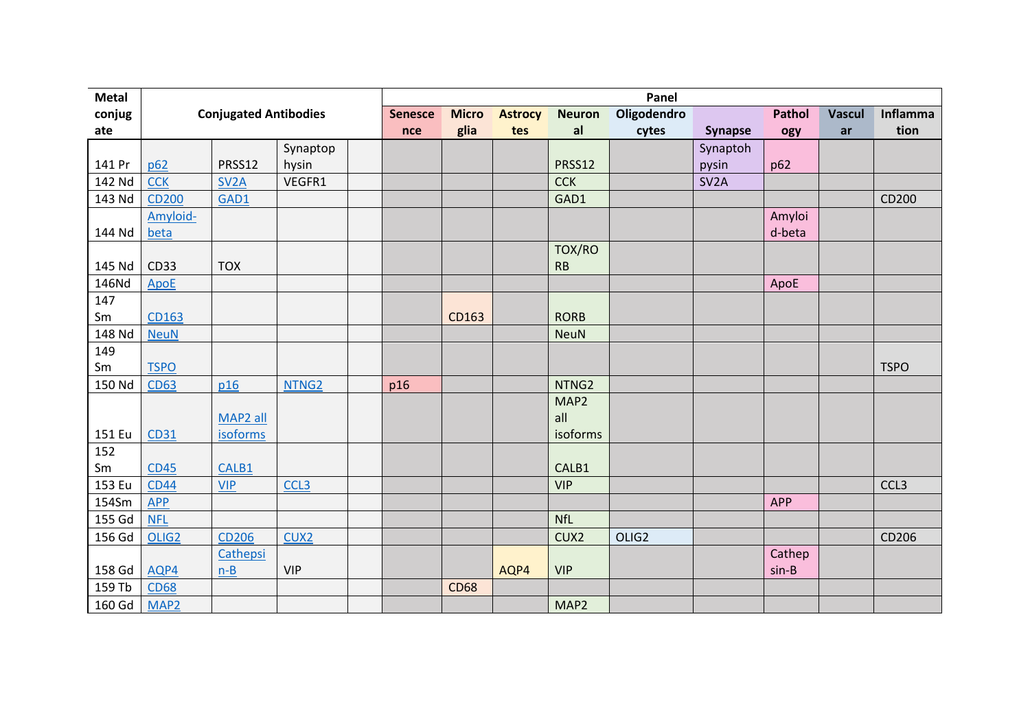| Metal conjugate | Conjugated Antibodies | | | | Panel | | | | | | | | |
|---|---|---|---|---|---|---|---|---|---|---|---|---|---|
| | | | | | Senescence | Microglia | Astrocytes | Neuronal | Oligodendrocytes | Synapse | Pathology | Vascular | Inflammation |
| 141 Pr | p62 | PRSS12 | Synaptophysin | | | | | PRSS12 | | Synaptophysin | p62 | | |
| 142 Nd | CCK | SV2A | VEGFR1 | | | | | CCK | | SV2A | | | |
| 143 Nd | CD200 | GAD1 | | | | | | GAD1 | | | | | CD200 |
| 144 Nd | Amyloid-beta | | | | | | | | | | Amyloid-beta | | |
| 145 Nd | CD33 | TOX | | | | | | TOX/RORB | | | | | |
| 146Nd | ApoE | | | | | | | | | | ApoE | | |
| 147 Sm | CD163 | | | | | CD163 | | RORB | | | | | |
| 148 Nd | NeuN | | | | | | | NeuN | | | | | |
| 149 Sm | TSPO | | | | | | | | | | | | TSPO |
| 150 Nd | CD63 | p16 | NTNG2 | | p16 | | | NTNG2 | | | | | |
| 151 Eu | CD31 | MAP2 all isoforms | | | | | | MAP2 all isoforms | | | | | |
| 152 Sm | CD45 | CALB1 | | | | | | CALB1 | | | | | |
| 153 Eu | CD44 | VIP | CCL3 | | | | | VIP | | | | | CCL3 |
| 154Sm | APP | | | | | | | | | | APP | | |
| 155 Gd | NFL | | | | | | | NfL | | | | | |
| 156 Gd | OLIG2 | CD206 | CUX2 | | | | | CUX2 | OLIG2 | | | | CD206 |
| 158 Gd | AQP4 | Cathepsin-B | VIP | | | | AQP4 | VIP | | | Cathepsin-B | | |
| 159 Tb | CD68 | | | | | CD68 | | | | | | | |
| 160 Gd | MAP2 | | | | | | | MAP2 | | | | | |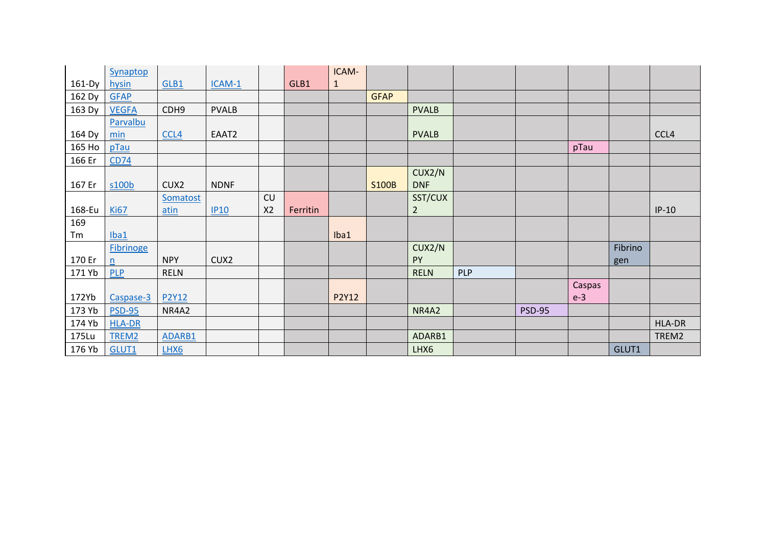| | | | | | | | | | | | | | |
|---|---|---|---|---|---|---|---|---|---|---|---|---|---|
| 161-Dy | Synaptophysin | GLB1 | ICAM-1 | | GLB1 | ICAM-1 | | | | | | | |
| 162 Dy | GFAP | | | | | | GFAP | | | | | | |
| 163 Dy | VEGFA | CDH9 | PVALB | | | | | PVALB | | | | | |
| 164 Dy | Parvalbumin | CCL4 | EAAT2 | | | | | PVALB | | | | | CCL4 |
| 165 Ho | pTau | | | | | | | | | | pTau | | |
| 166 Er | CD74 | | | | | | | | | | | | |
| 167 Er | s100b | CUX2 | NDNF | | | | S100B | CUX2/NDNF | | | | | |
| 168-Eu | Ki67 | Somatostatin | IP10 | CUX2 | Ferritin | | | SST/CUX2 | | | | | IP-10 |
| 169 Tm | Iba1 | | | | | Iba1 | | | | | | | |
| 170 Er | Fibrinogen | NPY | CUX2 | | | | | CUX2/NPY | | | | Fibrinogen | |
| 171 Yb | PLP | RELN | | | | | | RELN | PLP | | | | |
| 172Yb | Caspase-3 | P2Y12 | | | | P2Y12 | | | | | Caspase-3 | | |
| 173 Yb | PSD-95 | NR4A2 | | | | | | NR4A2 | | PSD-95 | | | |
| 174 Yb | HLA-DR | | | | | | | | | | | | HLA-DR |
| 175Lu | TREM2 | ADARB1 | | | | | | ADARB1 | | | | | TREM2 |
| 176 Yb | GLUT1 | LHX6 | | | | | | LHX6 | | | | GLUT1 | |